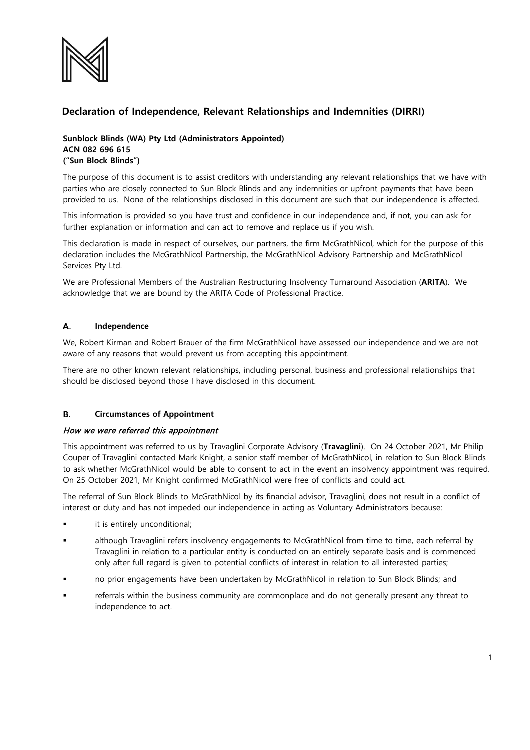# Declaration of Independence, Relevant Relationships and Indemnities (DIRRI)

**Sunblock Blinds (WA) Pty Ltd (Administrators Appointed)**
**ACN 082 696 615**
**("Sun Block Blinds")**

The purpose of this document is to assist creditors with understanding any relevant relationships that we have with parties who are closely connected to Sun Block Blinds and any indemnities or upfront payments that have been provided to us. None of the relationships disclosed in this document are such that our independence is affected.

This information is provided so you have trust and confidence in our independence and, if not, you can ask for further explanation or information and can act to remove and replace us if you wish.

This declaration is made in respect of ourselves, our partners, the firm McGrathNicol, which for the purpose of this declaration includes the McGrathNicol Partnership, the McGrathNicol Advisory Partnership and McGrathNicol Services Pty Ltd.

We are Professional Members of the Australian Restructuring Insolvency Turnaround Association (**ARITA**). We acknowledge that we are bound by the ARITA Code of Professional Practice.

## A. Independence

We, Robert Kirman and Robert Brauer of the firm McGrathNicol have assessed our independence and we are not aware of any reasons that would prevent us from accepting this appointment.

There are no other known relevant relationships, including personal, business and professional relationships that should be disclosed beyond those I have disclosed in this document.

## B. Circumstances of Appointment

### *How we were referred this appointment*

This appointment was referred to us by Travaglini Corporate Advisory (**Travaglini**). On 24 October 2021, Mr Philip Couper of Travaglini contacted Mark Knight, a senior staff member of McGrathNicol, in relation to Sun Block Blinds to ask whether McGrathNicol would be able to consent to act in the event an insolvency appointment was required. On 25 October 2021, Mr Knight confirmed McGrathNicol were free of conflicts and could act.

The referral of Sun Block Blinds to McGrathNicol by its financial advisor, Travaglini, does not result in a conflict of interest or duty and has not impeded our independence in acting as Voluntary Administrators because:

- it is entirely unconditional;
- although Travaglini refers insolvency engagements to McGrathNicol from time to time, each referral by Travaglini in relation to a particular entity is conducted on an entirely separate basis and is commenced only after full regard is given to potential conflicts of interest in relation to all interested parties;
- no prior engagements have been undertaken by McGrathNicol in relation to Sun Block Blinds; and
- referrals within the business community are commonplace and do not generally present any threat to independence to act.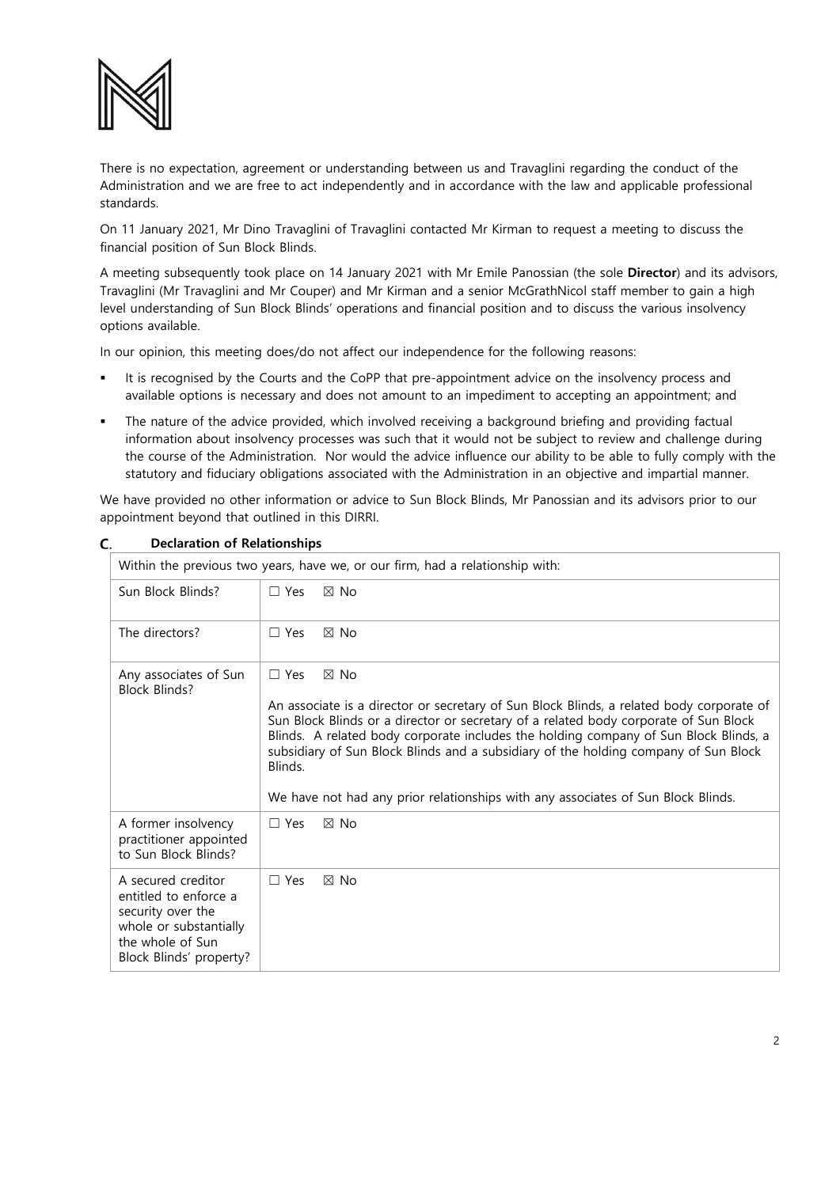There is no expectation, agreement or understanding between us and Travaglini regarding the conduct of the Administration and we are free to act independently and in accordance with the law and applicable professional standards.

On 11 January 2021, Mr Dino Travaglini of Travaglini contacted Mr Kirman to request a meeting to discuss the financial position of Sun Block Blinds.

A meeting subsequently took place on 14 January 2021 with Mr Emile Panossian (the sole **Director**) and its advisors, Travaglini (Mr Travaglini and Mr Couper) and Mr Kirman and a senior McGrathNicol staff member to gain a high level understanding of Sun Block Blinds' operations and financial position and to discuss the various insolvency options available.

In our opinion, this meeting does/do not affect our independence for the following reasons:

- It is recognised by the Courts and the CoPP that pre-appointment advice on the insolvency process and available options is necessary and does not amount to an impediment to accepting an appointment; and
- The nature of the advice provided, which involved receiving a background briefing and providing factual information about insolvency processes was such that it would not be subject to review and challenge during the course of the Administration. Nor would the advice influence our ability to be able to fully comply with the statutory and fiduciary obligations associated with the Administration in an objective and impartial manner.

We have provided no other information or advice to Sun Block Blinds, Mr Panossian and its advisors prior to our appointment beyond that outlined in this DIRRI.

### C. Declaration of Relationships

| Within the previous two years, have we, or our firm, had a relationship with: | |
|---|---|
| Sun Block Blinds? | ☐ Yes ☒ No |
| The directors? | ☐ Yes ☒ No |
| Any associates of Sun Block Blinds? | ☐ Yes ☒ No<br><br>An associate is a director or secretary of Sun Block Blinds, a related body corporate of Sun Block Blinds or a director or secretary of a related body corporate of Sun Block Blinds. A related body corporate includes the holding company of Sun Block Blinds, a subsidiary of Sun Block Blinds and a subsidiary of the holding company of Sun Block Blinds.<br><br>We have not had any prior relationships with any associates of Sun Block Blinds. |
| A former insolvency practitioner appointed to Sun Block Blinds? | ☐ Yes ☒ No |
| A secured creditor entitled to enforce a security over the whole or substantially the whole of Sun Block Blinds' property? | ☐ Yes ☒ No |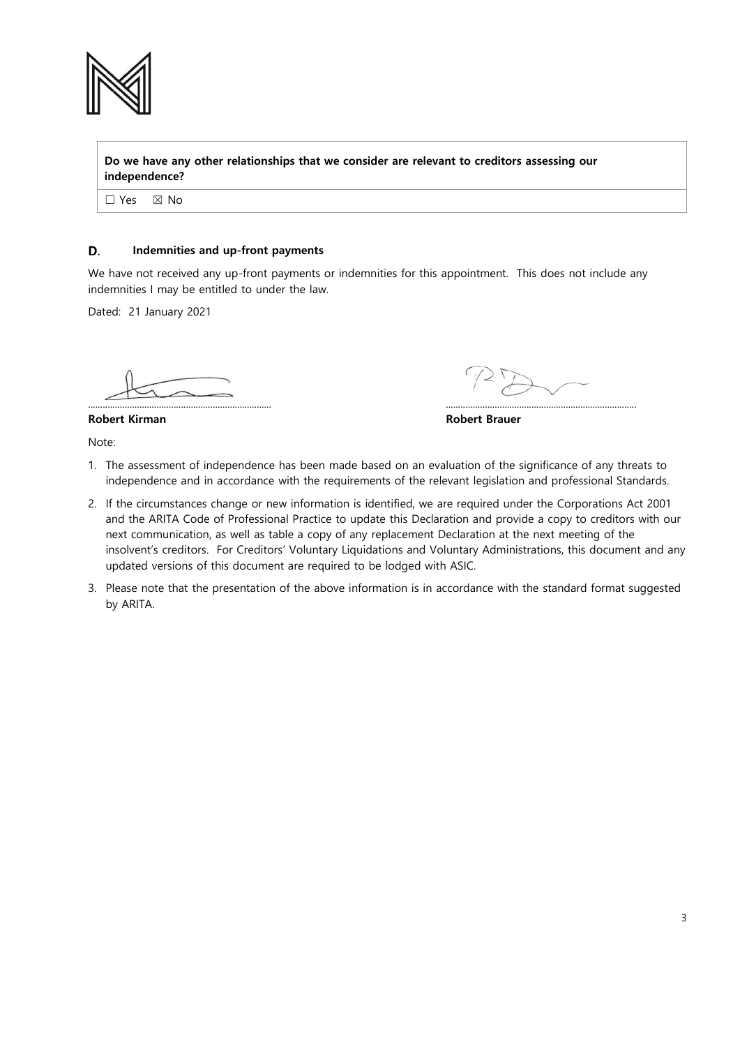| **Do we have any other relationships that we consider are relevant to creditors assessing our independence?** |
|---|
| ☐ Yes ☒ No |

## D. Indemnities and up-front payments

We have not received any up-front payments or indemnities for this appointment. This does not include any indemnities I may be entitled to under the law.

Dated: 21 January 2021

| | |
|---|---|
| ........................................................................ | ........................................................................ |
| **Robert Kirman** | **Robert Brauer** |

Note:

1. The assessment of independence has been made based on an evaluation of the significance of any threats to independence and in accordance with the requirements of the relevant legislation and professional Standards.
2. If the circumstances change or new information is identified, we are required under the Corporations Act 2001 and the ARITA Code of Professional Practice to update this Declaration and provide a copy to creditors with our next communication, as well as table a copy of any replacement Declaration at the next meeting of the insolvent's creditors. For Creditors' Voluntary Liquidations and Voluntary Administrations, this document and any updated versions of this document are required to be lodged with ASIC.
3. Please note that the presentation of the above information is in accordance with the standard format suggested by ARITA.